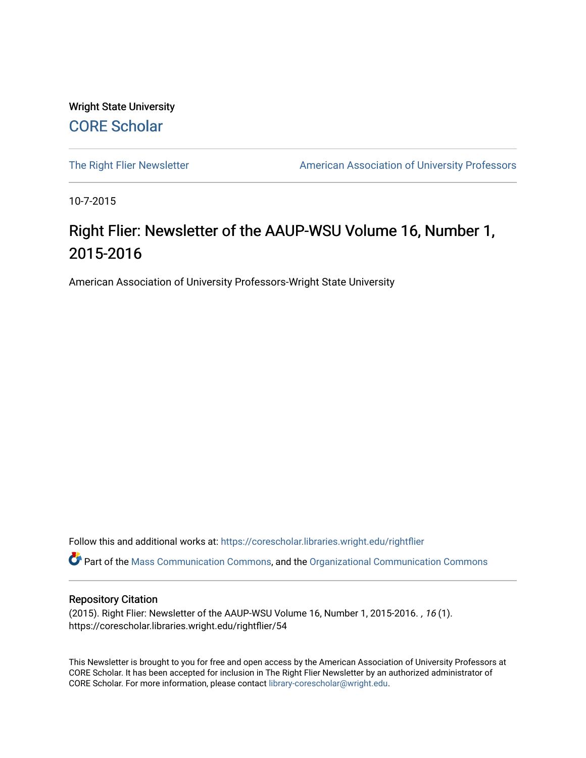Wright State University

CORE Scholar

The Right Flier Newsletter | American Association of University Professors

10-7-2015

# Right Flier: Newsletter of the AAUP-WSU Volume 16, Number 1, 2015-2016

American Association of University Professors-Wright State University

Follow this and additional works at: https://corescholar.libraries.wright.edu/rightflier

Part of the Mass Communication Commons, and the Organizational Communication Commons

## Repository Citation

(2015). Right Flier: Newsletter of the AAUP-WSU Volume 16, Number 1, 2015-2016. *, 16* (1). https://corescholar.libraries.wright.edu/rightflier/54

This Newsletter is brought to you for free and open access by the American Association of University Professors at CORE Scholar. It has been accepted for inclusion in The Right Flier Newsletter by an authorized administrator of CORE Scholar. For more information, please contact library-corescholar@wright.edu.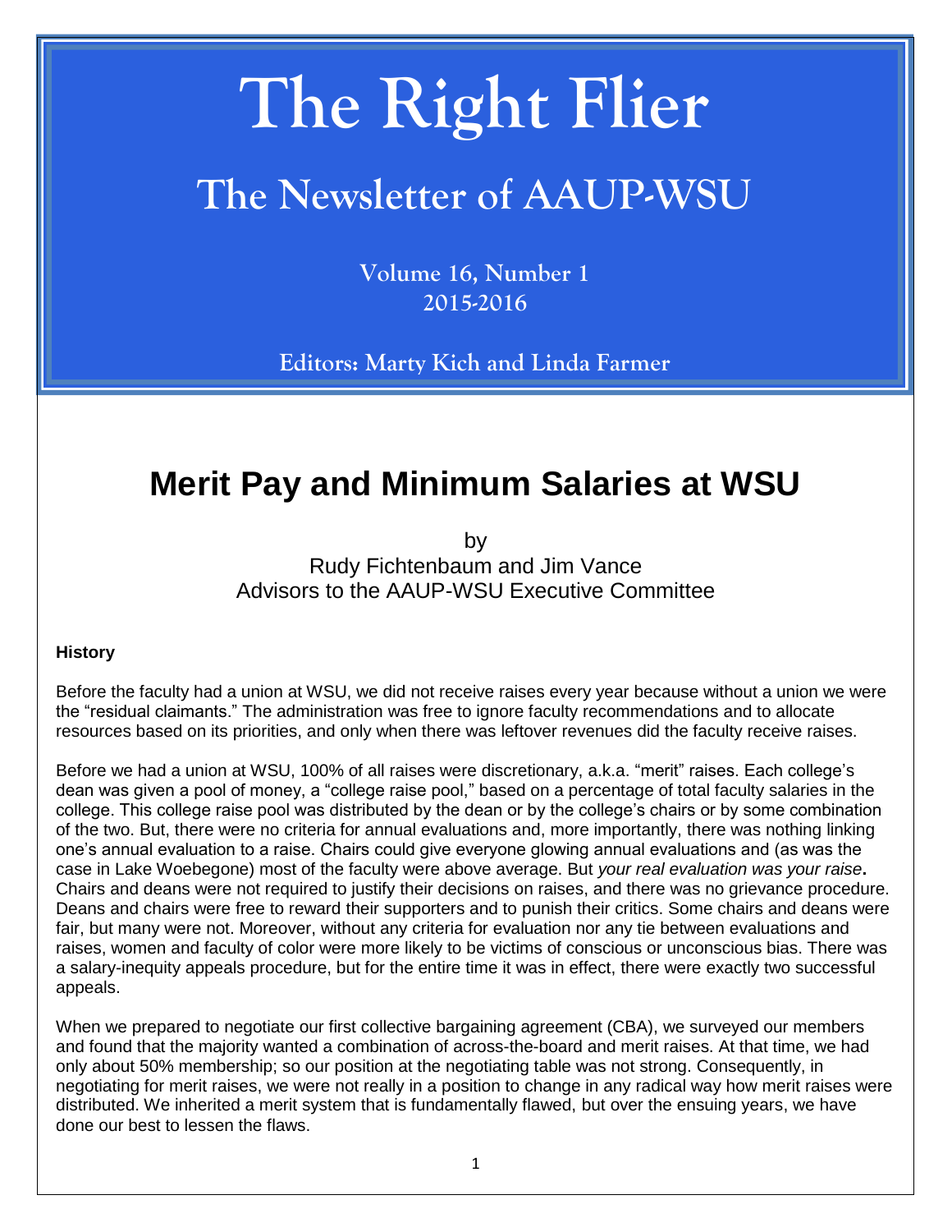# The Right Flier

## The Newsletter of AAUP-WSU

**Volume 16, Number 1**
**2015-2016**

**Editors: Marty Kich and Linda Farmer**

# Merit Pay and Minimum Salaries at WSU

by
Rudy Fichtenbaum and Jim Vance
Advisors to the AAUP-WSU Executive Committee

**History**

Before the faculty had a union at WSU, we did not receive raises every year because without a union we were the "residual claimants." The administration was free to ignore faculty recommendations and to allocate resources based on its priorities, and only when there was leftover revenues did the faculty receive raises.

Before we had a union at WSU, 100% of all raises were discretionary, a.k.a. "merit" raises. Each college's dean was given a pool of money, a "college raise pool," based on a percentage of total faculty salaries in the college. This college raise pool was distributed by the dean or by the college's chairs or by some combination of the two. But, there were no criteria for annual evaluations and, more importantly, there was nothing linking one's annual evaluation to a raise. Chairs could give everyone glowing annual evaluations and (as was the case in Lake Woebegone) most of the faculty were above average. But *your real evaluation was your raise*. Chairs and deans were not required to justify their decisions on raises, and there was no grievance procedure. Deans and chairs were free to reward their supporters and to punish their critics. Some chairs and deans were fair, but many were not. Moreover, without any criteria for evaluation nor any tie between evaluations and raises, women and faculty of color were more likely to be victims of conscious or unconscious bias. There was a salary-inequity appeals procedure, but for the entire time it was in effect, there were exactly two successful appeals.

When we prepared to negotiate our first collective bargaining agreement (CBA), we surveyed our members and found that the majority wanted a combination of across-the-board and merit raises. At that time, we had only about 50% membership; so our position at the negotiating table was not strong. Consequently, in negotiating for merit raises, we were not really in a position to change in any radical way how merit raises were distributed. We inherited a merit system that is fundamentally flawed, but over the ensuing years, we have done our best to lessen the flaws.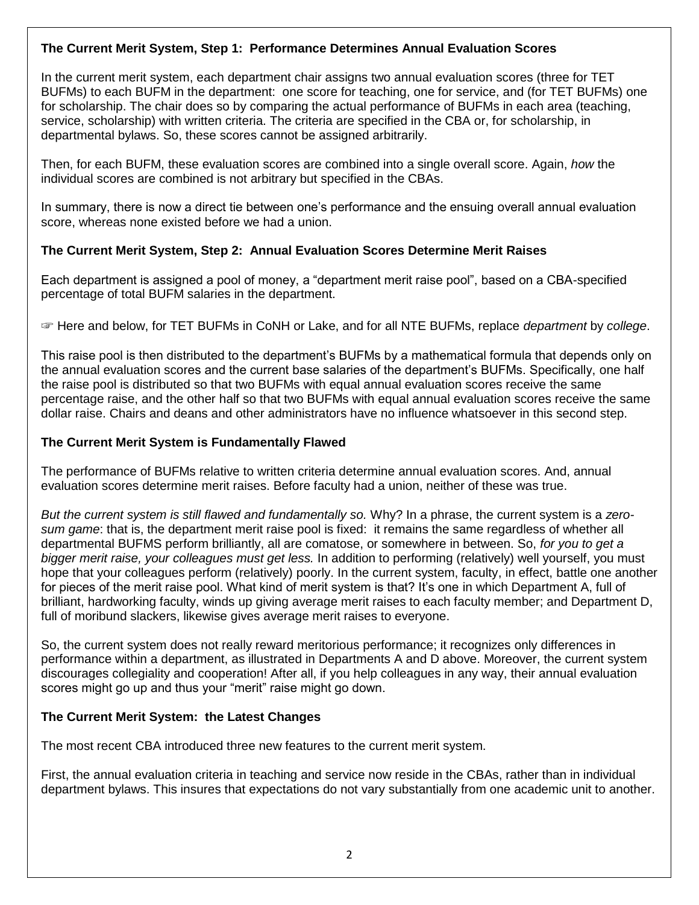### The Current Merit System, Step 1: Performance Determines Annual Evaluation Scores

In the current merit system, each department chair assigns two annual evaluation scores (three for TET BUFMs) to each BUFM in the department: one score for teaching, one for service, and (for TET BUFMs) one for scholarship. The chair does so by comparing the actual performance of BUFMs in each area (teaching, service, scholarship) with written criteria. The criteria are specified in the CBA or, for scholarship, in departmental bylaws. So, these scores cannot be assigned arbitrarily.

Then, for each BUFM, these evaluation scores are combined into a single overall score. Again, *how* the individual scores are combined is not arbitrary but specified in the CBAs.

In summary, there is now a direct tie between one's performance and the ensuing overall annual evaluation score, whereas none existed before we had a union.

### The Current Merit System, Step 2: Annual Evaluation Scores Determine Merit Raises

Each department is assigned a pool of money, a "department merit raise pool", based on a CBA-specified percentage of total BUFM salaries in the department.

☞ Here and below, for TET BUFMs in CoNH or Lake, and for all NTE BUFMs, replace *department* by *college*.

This raise pool is then distributed to the department's BUFMs by a mathematical formula that depends only on the annual evaluation scores and the current base salaries of the department's BUFMs. Specifically, one half the raise pool is distributed so that two BUFMs with equal annual evaluation scores receive the same percentage raise, and the other half so that two BUFMs with equal annual evaluation scores receive the same dollar raise. Chairs and deans and other administrators have no influence whatsoever in this second step.

### The Current Merit System is Fundamentally Flawed

The performance of BUFMs relative to written criteria determine annual evaluation scores. And, annual evaluation scores determine merit raises. Before faculty had a union, neither of these was true.

*But the current system is still flawed and fundamentally so.* Why? In a phrase, the current system is a *zero-sum game*: that is, the department merit raise pool is fixed: it remains the same regardless of whether all departmental BUFMS perform brilliantly, all are comatose, or somewhere in between. So, *for you to get a bigger merit raise, your colleagues must get less.* In addition to performing (relatively) well yourself, you must hope that your colleagues perform (relatively) poorly. In the current system, faculty, in effect, battle one another for pieces of the merit raise pool. What kind of merit system is that? It's one in which Department A, full of brilliant, hardworking faculty, winds up giving average merit raises to each faculty member; and Department D, full of moribund slackers, likewise gives average merit raises to everyone.

So, the current system does not really reward meritorious performance; it recognizes only differences in performance within a department, as illustrated in Departments A and D above. Moreover, the current system discourages collegiality and cooperation! After all, if you help colleagues in any way, their annual evaluation scores might go up and thus your "merit" raise might go down.

### The Current Merit System: the Latest Changes

The most recent CBA introduced three new features to the current merit system.

First, the annual evaluation criteria in teaching and service now reside in the CBAs, rather than in individual department bylaws. This insures that expectations do not vary substantially from one academic unit to another.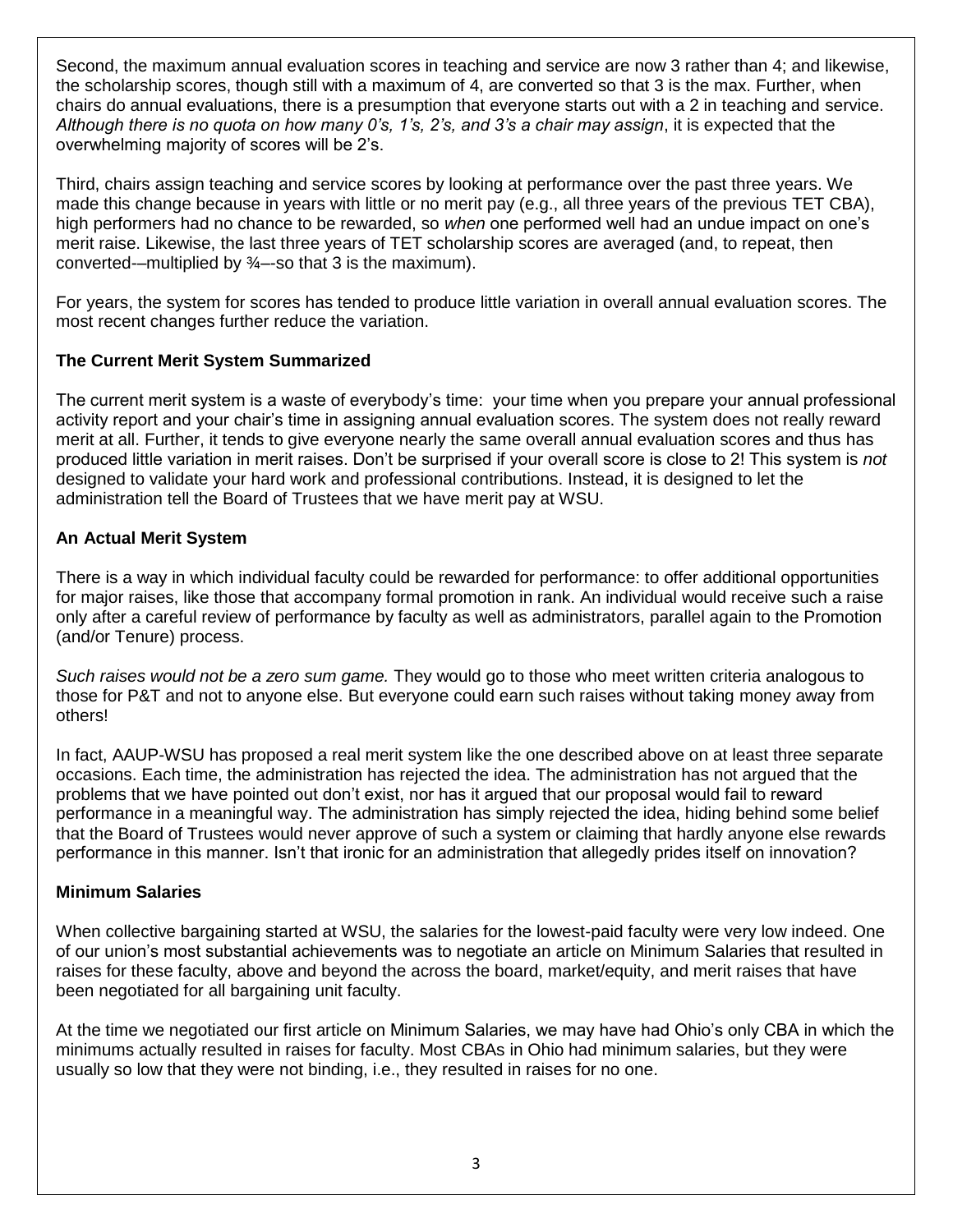Second, the maximum annual evaluation scores in teaching and service are now 3 rather than 4; and likewise, the scholarship scores, though still with a maximum of 4, are converted so that 3 is the max. Further, when chairs do annual evaluations, there is a presumption that everyone starts out with a 2 in teaching and service. *Although there is no quota on how many 0's, 1's, 2's, and 3's a chair may assign*, it is expected that the overwhelming majority of scores will be 2's.

Third, chairs assign teaching and service scores by looking at performance over the past three years. We made this change because in years with little or no merit pay (e.g., all three years of the previous TET CBA), high performers had no chance to be rewarded, so *when* one performed well had an undue impact on one's merit raise. Likewise, the last three years of TET scholarship scores are averaged (and, to repeat, then converted-–multiplied by ¾–-so that 3 is the maximum).

For years, the system for scores has tended to produce little variation in overall annual evaluation scores. The most recent changes further reduce the variation.

**The Current Merit System Summarized**

The current merit system is a waste of everybody's time: your time when you prepare your annual professional activity report and your chair's time in assigning annual evaluation scores. The system does not really reward merit at all. Further, it tends to give everyone nearly the same overall annual evaluation scores and thus has produced little variation in merit raises. Don't be surprised if your overall score is close to 2! This system is *not* designed to validate your hard work and professional contributions. Instead, it is designed to let the administration tell the Board of Trustees that we have merit pay at WSU.

**An Actual Merit System**

There is a way in which individual faculty could be rewarded for performance: to offer additional opportunities for major raises, like those that accompany formal promotion in rank. An individual would receive such a raise only after a careful review of performance by faculty as well as administrators, parallel again to the Promotion (and/or Tenure) process.

*Such raises would not be a zero sum game.* They would go to those who meet written criteria analogous to those for P&T and not to anyone else. But everyone could earn such raises without taking money away from others!

In fact, AAUP-WSU has proposed a real merit system like the one described above on at least three separate occasions. Each time, the administration has rejected the idea. The administration has not argued that the problems that we have pointed out don't exist, nor has it argued that our proposal would fail to reward performance in a meaningful way. The administration has simply rejected the idea, hiding behind some belief that the Board of Trustees would never approve of such a system or claiming that hardly anyone else rewards performance in this manner. Isn't that ironic for an administration that allegedly prides itself on innovation?

**Minimum Salaries**

When collective bargaining started at WSU, the salaries for the lowest-paid faculty were very low indeed. One of our union's most substantial achievements was to negotiate an article on Minimum Salaries that resulted in raises for these faculty, above and beyond the across the board, market/equity, and merit raises that have been negotiated for all bargaining unit faculty.

At the time we negotiated our first article on Minimum Salaries, we may have had Ohio's only CBA in which the minimums actually resulted in raises for faculty. Most CBAs in Ohio had minimum salaries, but they were usually so low that they were not binding, i.e., they resulted in raises for no one.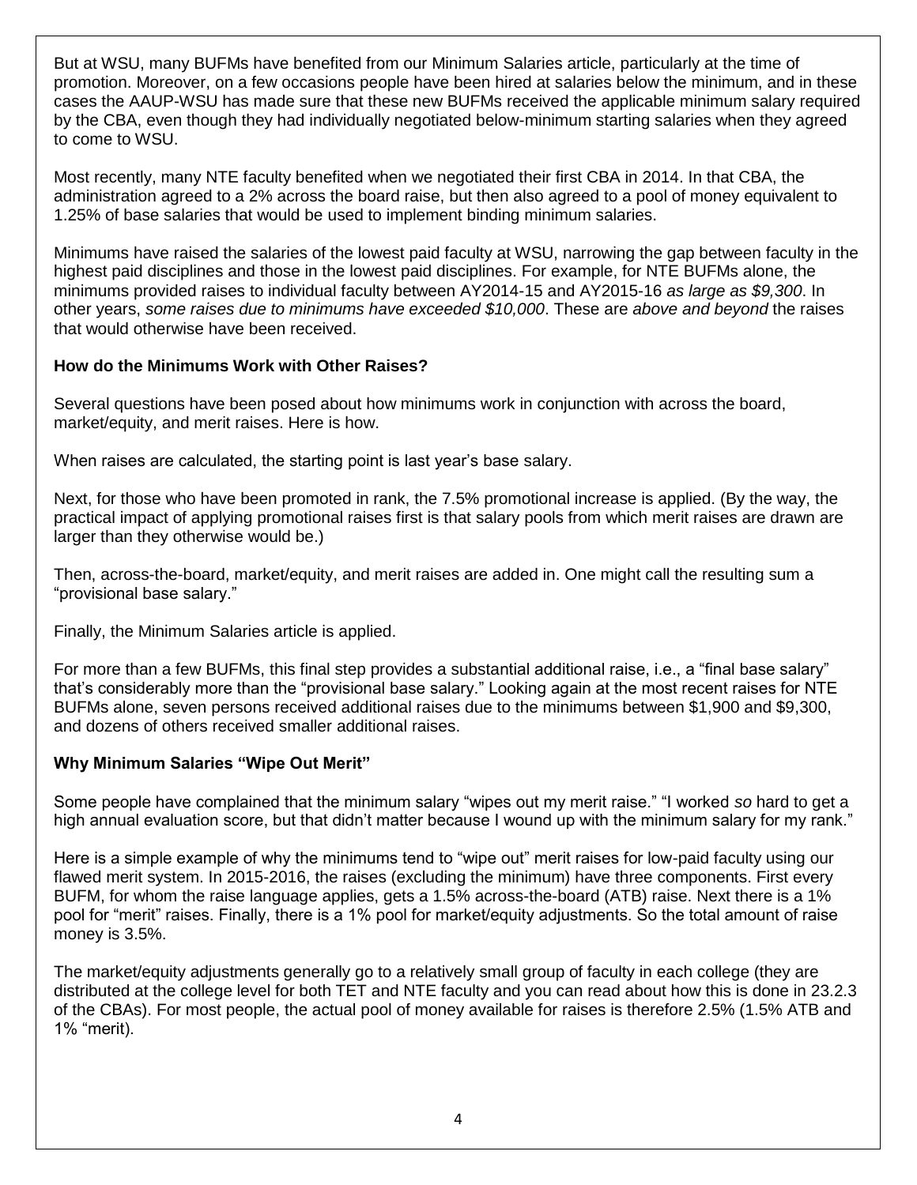But at WSU, many BUFMs have benefited from our Minimum Salaries article, particularly at the time of promotion. Moreover, on a few occasions people have been hired at salaries below the minimum, and in these cases the AAUP-WSU has made sure that these new BUFMs received the applicable minimum salary required by the CBA, even though they had individually negotiated below-minimum starting salaries when they agreed to come to WSU.

Most recently, many NTE faculty benefited when we negotiated their first CBA in 2014. In that CBA, the administration agreed to a 2% across the board raise, but then also agreed to a pool of money equivalent to 1.25% of base salaries that would be used to implement binding minimum salaries.

Minimums have raised the salaries of the lowest paid faculty at WSU, narrowing the gap between faculty in the highest paid disciplines and those in the lowest paid disciplines. For example, for NTE BUFMs alone, the minimums provided raises to individual faculty between AY2014-15 and AY2015-16 *as large as $9,300*. In other years, *some raises due to minimums have exceeded $10,000*. These are *above and beyond* the raises that would otherwise have been received.

### How do the Minimums Work with Other Raises?

Several questions have been posed about how minimums work in conjunction with across the board, market/equity, and merit raises. Here is how.

When raises are calculated, the starting point is last year's base salary.

Next, for those who have been promoted in rank, the 7.5% promotional increase is applied. (By the way, the practical impact of applying promotional raises first is that salary pools from which merit raises are drawn are larger than they otherwise would be.)

Then, across-the-board, market/equity, and merit raises are added in. One might call the resulting sum a "provisional base salary."

Finally, the Minimum Salaries article is applied.

For more than a few BUFMs, this final step provides a substantial additional raise, i.e., a "final base salary" that's considerably more than the "provisional base salary." Looking again at the most recent raises for NTE BUFMs alone, seven persons received additional raises due to the minimums between $1,900 and $9,300, and dozens of others received smaller additional raises.

### Why Minimum Salaries "Wipe Out Merit"

Some people have complained that the minimum salary "wipes out my merit raise." "I worked *so* hard to get a high annual evaluation score, but that didn't matter because I wound up with the minimum salary for my rank."

Here is a simple example of why the minimums tend to "wipe out" merit raises for low-paid faculty using our flawed merit system. In 2015-2016, the raises (excluding the minimum) have three components. First every BUFM, for whom the raise language applies, gets a 1.5% across-the-board (ATB) raise. Next there is a 1% pool for "merit" raises. Finally, there is a 1% pool for market/equity adjustments. So the total amount of raise money is 3.5%.

The market/equity adjustments generally go to a relatively small group of faculty in each college (they are distributed at the college level for both TET and NTE faculty and you can read about how this is done in 23.2.3 of the CBAs). For most people, the actual pool of money available for raises is therefore 2.5% (1.5% ATB and 1% "merit).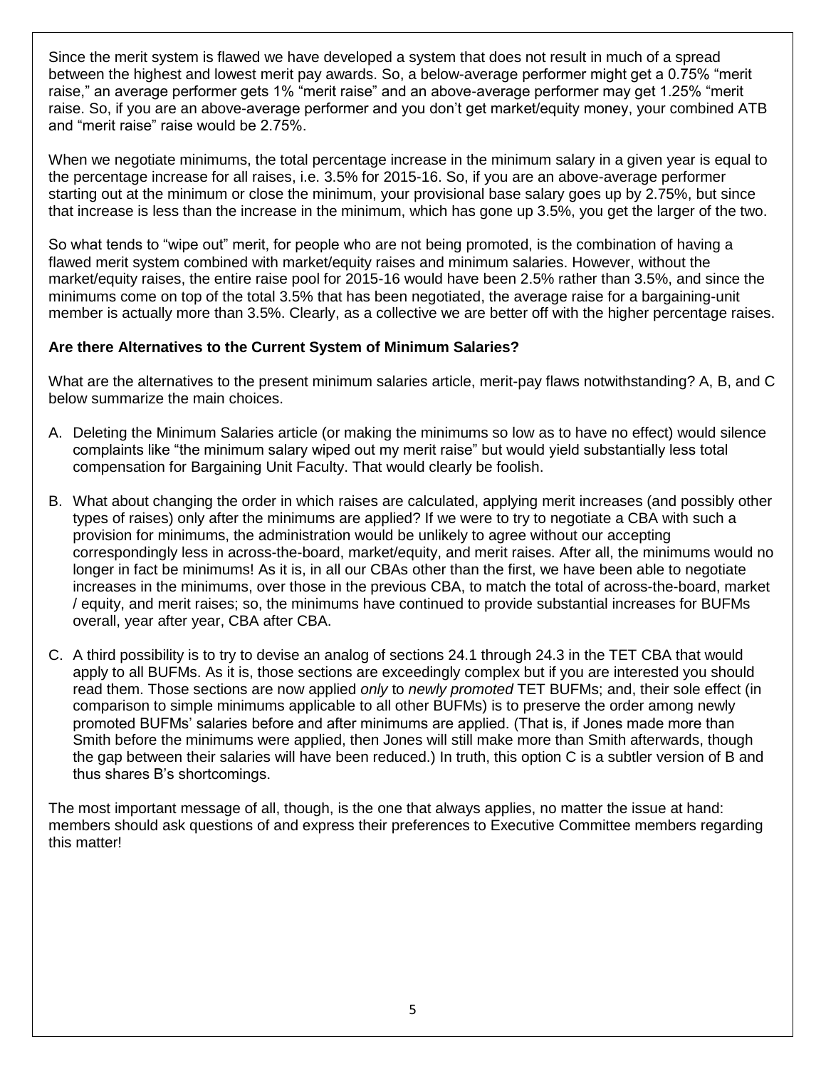Since the merit system is flawed we have developed a system that does not result in much of a spread between the highest and lowest merit pay awards. So, a below-average performer might get a 0.75% "merit raise," an average performer gets 1% "merit raise" and an above-average performer may get 1.25% "merit raise. So, if you are an above-average performer and you don't get market/equity money, your combined ATB and "merit raise" raise would be 2.75%.

When we negotiate minimums, the total percentage increase in the minimum salary in a given year is equal to the percentage increase for all raises, i.e. 3.5% for 2015-16. So, if you are an above-average performer starting out at the minimum or close the minimum, your provisional base salary goes up by 2.75%, but since that increase is less than the increase in the minimum, which has gone up 3.5%, you get the larger of the two.

So what tends to "wipe out" merit, for people who are not being promoted, is the combination of having a flawed merit system combined with market/equity raises and minimum salaries. However, without the market/equity raises, the entire raise pool for 2015-16 would have been 2.5% rather than 3.5%, and since the minimums come on top of the total 3.5% that has been negotiated, the average raise for a bargaining-unit member is actually more than 3.5%. Clearly, as a collective we are better off with the higher percentage raises.

**Are there Alternatives to the Current System of Minimum Salaries?**

What are the alternatives to the present minimum salaries article, merit-pay flaws notwithstanding? A, B, and C below summarize the main choices.

A. Deleting the Minimum Salaries article (or making the minimums so low as to have no effect) would silence complaints like "the minimum salary wiped out my merit raise" but would yield substantially less total compensation for Bargaining Unit Faculty. That would clearly be foolish.

B. What about changing the order in which raises are calculated, applying merit increases (and possibly other types of raises) only after the minimums are applied? If we were to try to negotiate a CBA with such a provision for minimums, the administration would be unlikely to agree without our accepting correspondingly less in across-the-board, market/equity, and merit raises. After all, the minimums would no longer in fact be minimums! As it is, in all our CBAs other than the first, we have been able to negotiate increases in the minimums, over those in the previous CBA, to match the total of across-the-board, market / equity, and merit raises; so, the minimums have continued to provide substantial increases for BUFMs overall, year after year, CBA after CBA.

C. A third possibility is to try to devise an analog of sections 24.1 through 24.3 in the TET CBA that would apply to all BUFMs. As it is, those sections are exceedingly complex but if you are interested you should read them. Those sections are now applied *only* to *newly promoted* TET BUFMs; and, their sole effect (in comparison to simple minimums applicable to all other BUFMs) is to preserve the order among newly promoted BUFMs' salaries before and after minimums are applied. (That is, if Jones made more than Smith before the minimums were applied, then Jones will still make more than Smith afterwards, though the gap between their salaries will have been reduced.) In truth, this option C is a subtler version of B and thus shares B's shortcomings.

The most important message of all, though, is the one that always applies, no matter the issue at hand: members should ask questions of and express their preferences to Executive Committee members regarding this matter!